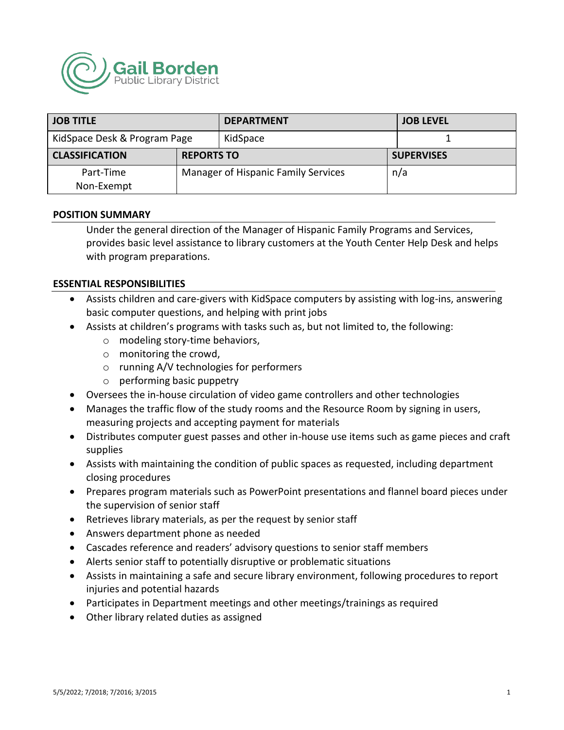Gail Borden Public Library District

| JOB TITLE | | DEPARTMENT | JOB LEVEL |
|---|---|---|---|
| KidSpace Desk & Program Page | | KidSpace | 1 |
| **CLASSIFICATION** | **REPORTS TO** | | **SUPERVISES** |
| Part-Time Non-Exempt | Manager of Hispanic Family Services | | n/a |

## POSITION SUMMARY

Under the general direction of the Manager of Hispanic Family Programs and Services, provides basic level assistance to library customers at the Youth Center Help Desk and helps with program preparations.

## ESSENTIAL RESPONSIBILITIES

- Assists children and care-givers with KidSpace computers by assisting with log-ins, answering basic computer questions, and helping with print jobs
- Assists at children's programs with tasks such as, but not limited to, the following:
  - modeling story-time behaviors,
  - monitoring the crowd,
  - running A/V technologies for performers
  - performing basic puppetry
- Oversees the in-house circulation of video game controllers and other technologies
- Manages the traffic flow of the study rooms and the Resource Room by signing in users, measuring projects and accepting payment for materials
- Distributes computer guest passes and other in-house use items such as game pieces and craft supplies
- Assists with maintaining the condition of public spaces as requested, including department closing procedures
- Prepares program materials such as PowerPoint presentations and flannel board pieces under the supervision of senior staff
- Retrieves library materials, as per the request by senior staff
- Answers department phone as needed
- Cascades reference and readers' advisory questions to senior staff members
- Alerts senior staff to potentially disruptive or problematic situations
- Assists in maintaining a safe and secure library environment, following procedures to report injuries and potential hazards
- Participates in Department meetings and other meetings/trainings as required
- Other library related duties as assigned

5/5/2022; 7/2018; 7/2016; 3/2015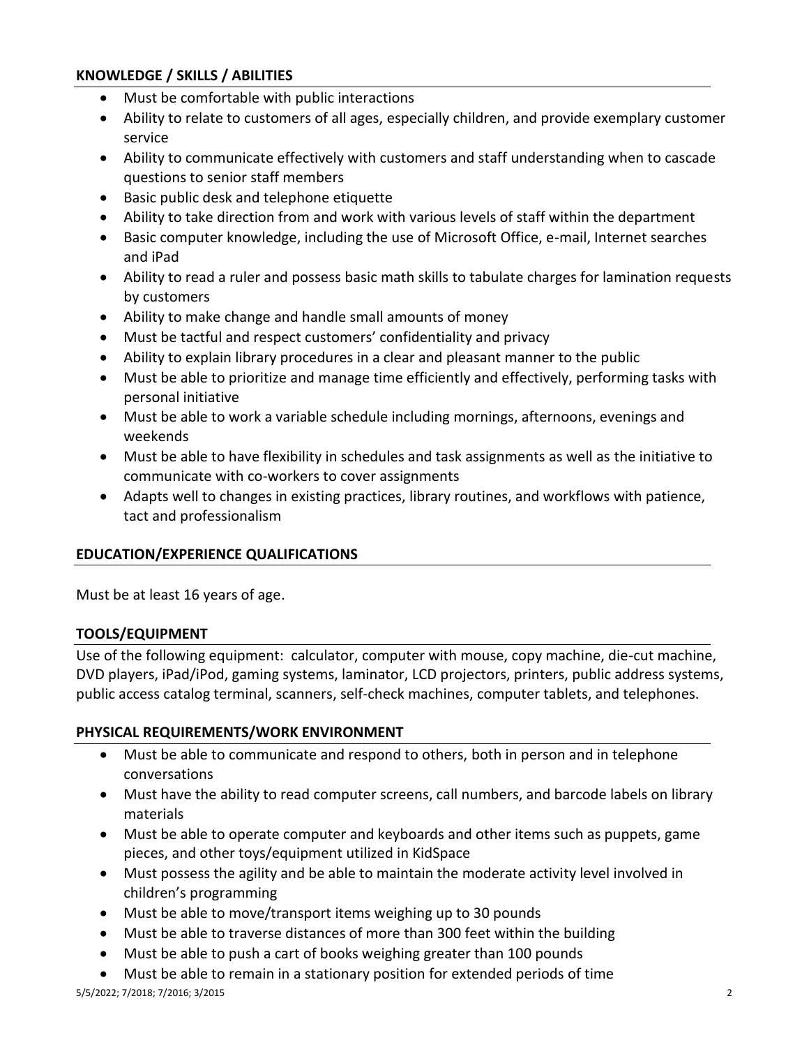## KNOWLEDGE / SKILLS / ABILITIES

- Must be comfortable with public interactions
- Ability to relate to customers of all ages, especially children, and provide exemplary customer service
- Ability to communicate effectively with customers and staff understanding when to cascade questions to senior staff members
- Basic public desk and telephone etiquette
- Ability to take direction from and work with various levels of staff within the department
- Basic computer knowledge, including the use of Microsoft Office, e-mail, Internet searches and iPad
- Ability to read a ruler and possess basic math skills to tabulate charges for lamination requests by customers
- Ability to make change and handle small amounts of money
- Must be tactful and respect customers' confidentiality and privacy
- Ability to explain library procedures in a clear and pleasant manner to the public
- Must be able to prioritize and manage time efficiently and effectively, performing tasks with personal initiative
- Must be able to work a variable schedule including mornings, afternoons, evenings and weekends
- Must be able to have flexibility in schedules and task assignments as well as the initiative to communicate with co-workers to cover assignments
- Adapts well to changes in existing practices, library routines, and workflows with patience, tact and professionalism

## EDUCATION/EXPERIENCE QUALIFICATIONS

Must be at least 16 years of age.

## TOOLS/EQUIPMENT

Use of the following equipment: calculator, computer with mouse, copy machine, die-cut machine, DVD players, iPad/iPod, gaming systems, laminator, LCD projectors, printers, public address systems, public access catalog terminal, scanners, self-check machines, computer tablets, and telephones.

## PHYSICAL REQUIREMENTS/WORK ENVIRONMENT

- Must be able to communicate and respond to others, both in person and in telephone conversations
- Must have the ability to read computer screens, call numbers, and barcode labels on library materials
- Must be able to operate computer and keyboards and other items such as puppets, game pieces, and other toys/equipment utilized in KidSpace
- Must possess the agility and be able to maintain the moderate activity level involved in children's programming
- Must be able to move/transport items weighing up to 30 pounds
- Must be able to traverse distances of more than 300 feet within the building
- Must be able to push a cart of books weighing greater than 100 pounds
- Must be able to remain in a stationary position for extended periods of time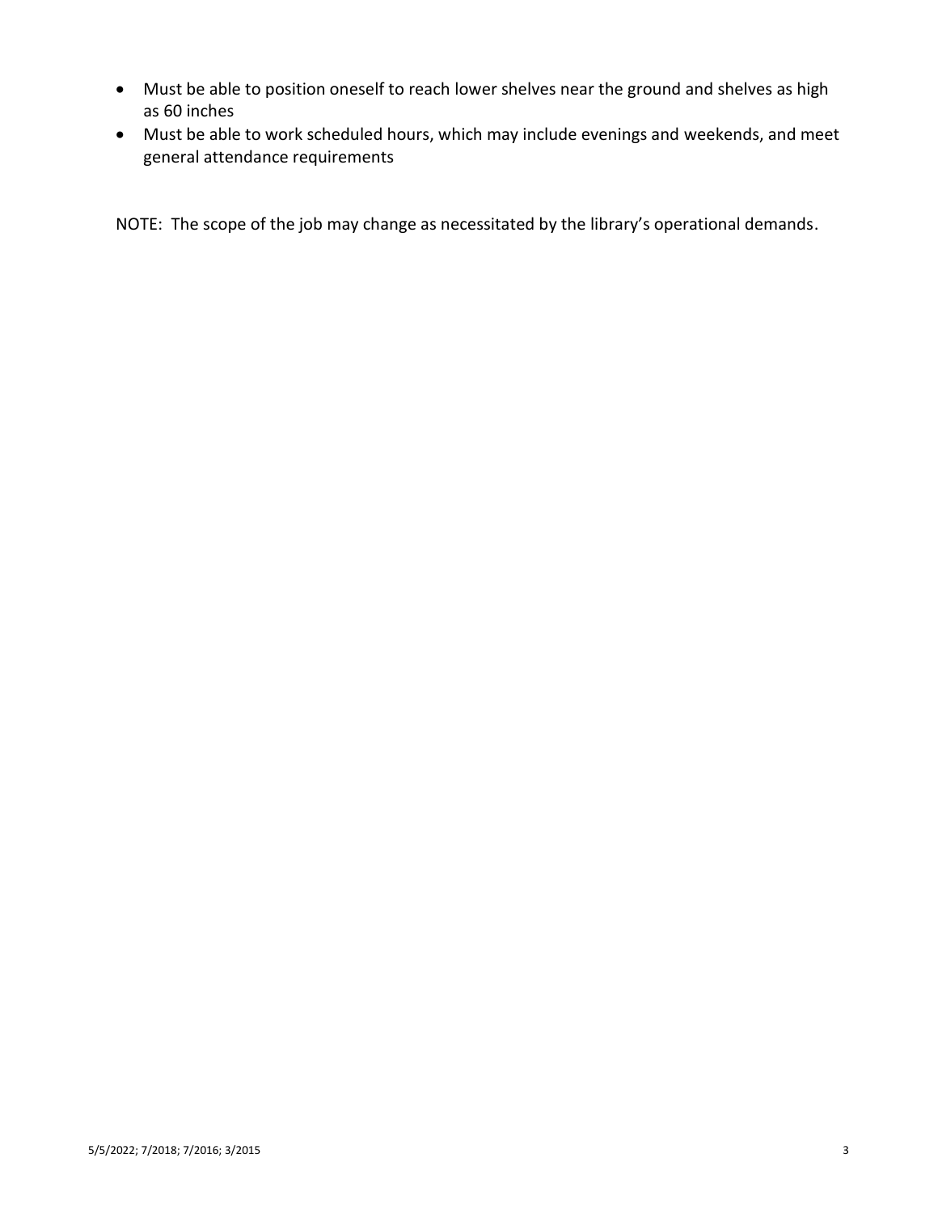- Must be able to position oneself to reach lower shelves near the ground and shelves as high as 60 inches
- Must be able to work scheduled hours, which may include evenings and weekends, and meet general attendance requirements

NOTE: The scope of the job may change as necessitated by the library's operational demands.